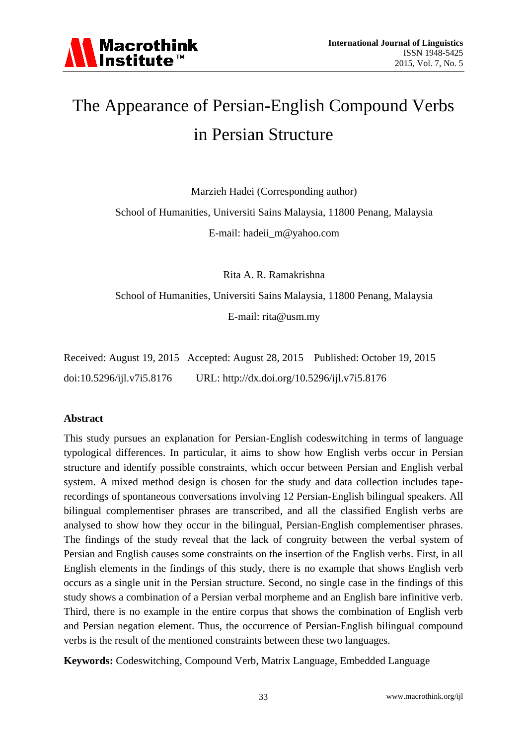# The Appearance of Persian-English Compound Verbs in Persian Structure

Marzieh Hadei (Corresponding author)

School of Humanities, Universiti Sains Malaysia, 11800 Penang, Malaysia

E-mail: hadeii_m@yahoo.com

Rita A. R. Ramakrishna

School of Humanities, Universiti Sains Malaysia, 11800 Penang, Malaysia

E-mail: rita@usm.my

Received: August 19, 2015 Accepted: August 28, 2015 Published: October 19, 2015

doi:10.5296/ijl.v7i5.8176 URL: http://dx.doi.org/10.5296/ijl.v7i5.8176

## Abstract

This study pursues an explanation for Persian-English codeswitching in terms of language typological differences. In particular, it aims to show how English verbs occur in Persian structure and identify possible constraints, which occur between Persian and English verbal system. A mixed method design is chosen for the study and data collection includes tape-recordings of spontaneous conversations involving 12 Persian-English bilingual speakers. All bilingual complementiser phrases are transcribed, and all the classified English verbs are analysed to show how they occur in the bilingual, Persian-English complementiser phrases. The findings of the study reveal that the lack of congruity between the verbal system of Persian and English causes some constraints on the insertion of the English verbs. First, in all English elements in the findings of this study, there is no example that shows English verb occurs as a single unit in the Persian structure. Second, no single case in the findings of this study shows a combination of a Persian verbal morpheme and an English bare infinitive verb. Third, there is no example in the entire corpus that shows the combination of English verb and Persian negation element. Thus, the occurrence of Persian-English bilingual compound verbs is the result of the mentioned constraints between these two languages.

**Keywords:** Codeswitching, Compound Verb, Matrix Language, Embedded Language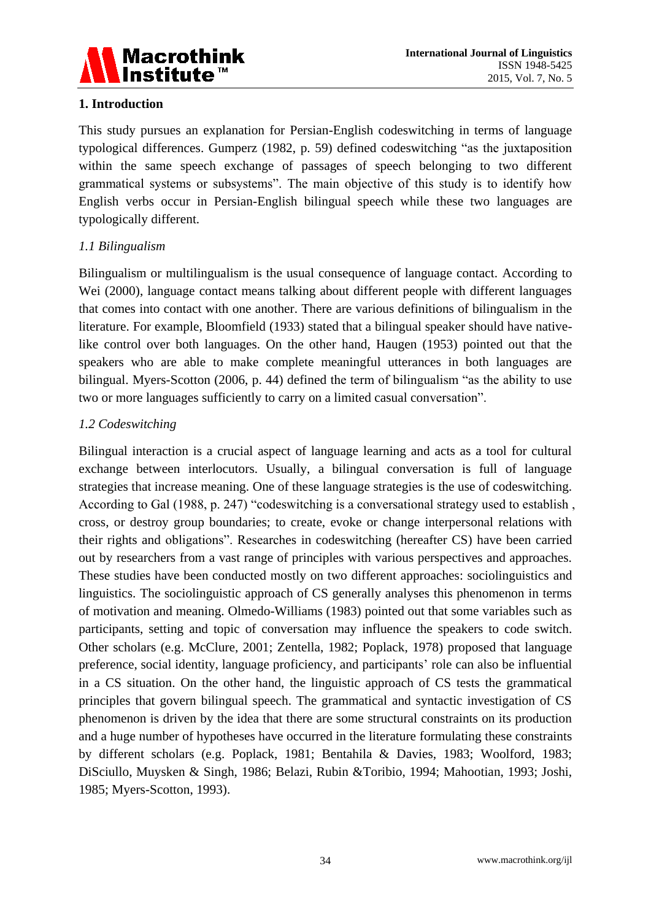## 1. Introduction

This study pursues an explanation for Persian-English codeswitching in terms of language typological differences. Gumperz (1982, p. 59) defined codeswitching "as the juxtaposition within the same speech exchange of passages of speech belonging to two different grammatical systems or subsystems". The main objective of this study is to identify how English verbs occur in Persian-English bilingual speech while these two languages are typologically different.

### *1.1 Bilingualism*

Bilingualism or multilingualism is the usual consequence of language contact. According to Wei (2000), language contact means talking about different people with different languages that comes into contact with one another. There are various definitions of bilingualism in the literature. For example, Bloomfield (1933) stated that a bilingual speaker should have native-like control over both languages. On the other hand, Haugen (1953) pointed out that the speakers who are able to make complete meaningful utterances in both languages are bilingual. Myers-Scotton (2006, p. 44) defined the term of bilingualism "as the ability to use two or more languages sufficiently to carry on a limited casual conversation".

### *1.2 Codeswitching*

Bilingual interaction is a crucial aspect of language learning and acts as a tool for cultural exchange between interlocutors. Usually, a bilingual conversation is full of language strategies that increase meaning. One of these language strategies is the use of codeswitching. According to Gal (1988, p. 247) "codeswitching is a conversational strategy used to establish , cross, or destroy group boundaries; to create, evoke or change interpersonal relations with their rights and obligations". Researches in codeswitching (hereafter CS) have been carried out by researchers from a vast range of principles with various perspectives and approaches. These studies have been conducted mostly on two different approaches: sociolinguistics and linguistics. The sociolinguistic approach of CS generally analyses this phenomenon in terms of motivation and meaning. Olmedo-Williams (1983) pointed out that some variables such as participants, setting and topic of conversation may influence the speakers to code switch. Other scholars (e.g. McClure, 2001; Zentella, 1982; Poplack, 1978) proposed that language preference, social identity, language proficiency, and participants' role can also be influential in a CS situation. On the other hand, the linguistic approach of CS tests the grammatical principles that govern bilingual speech. The grammatical and syntactic investigation of CS phenomenon is driven by the idea that there are some structural constraints on its production and a huge number of hypotheses have occurred in the literature formulating these constraints by different scholars (e.g. Poplack, 1981; Bentahila & Davies, 1983; Woolford, 1983; DiSciullo, Muysken & Singh, 1986; Belazi, Rubin &Toribio, 1994; Mahootian, 1993; Joshi, 1985; Myers-Scotton, 1993).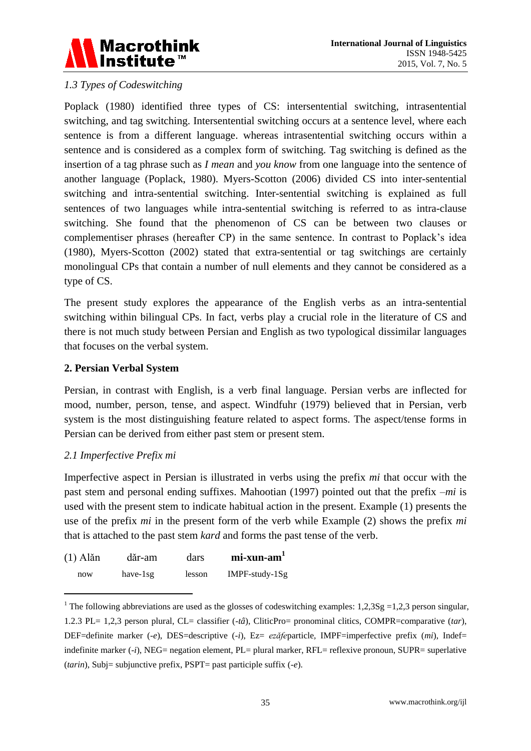### 1.3 Types of Codeswitching

Poplack (1980) identified three types of CS: intersentential switching, intrasentential switching, and tag switching. Intersentential switching occurs at a sentence level, where each sentence is from a different language. whereas intrasentential switching occurs within a sentence and is considered as a complex form of switching. Tag switching is defined as the insertion of a tag phrase such as *I mean* and *you know* from one language into the sentence of another language (Poplack, 1980). Myers-Scotton (2006) divided CS into inter-sentential switching and intra-sentential switching. Inter-sentential switching is explained as full sentences of two languages while intra-sentential switching is referred to as intra-clause switching. She found that the phenomenon of CS can be between two clauses or complementiser phrases (hereafter CP) in the same sentence. In contrast to Poplack's idea (1980), Myers-Scotton (2002) stated that extra-sentential or tag switchings are certainly monolingual CPs that contain a number of null elements and they cannot be considered as a type of CS.

The present study explores the appearance of the English verbs as an intra-sentential switching within bilingual CPs. In fact, verbs play a crucial role in the literature of CS and there is not much study between Persian and English as two typological dissimilar languages that focuses on the verbal system.

## 2. Persian Verbal System

Persian, in contrast with English, is a verb final language. Persian verbs are inflected for mood, number, person, tense, and aspect. Windfuhr (1979) believed that in Persian, verb system is the most distinguishing feature related to aspect forms. The aspect/tense forms in Persian can be derived from either past stem or present stem.

### 2.1 Imperfective Prefix mi

Imperfective aspect in Persian is illustrated in verbs using the prefix *mi* that occur with the past stem and personal ending suffixes. Mahootian (1997) pointed out that the prefix *–mi* is used with the present stem to indicate habitual action in the present. Example (1) presents the use of the prefix *mi* in the present form of the verb while Example (2) shows the prefix *mi* that is attached to the past stem *kard* and forms the past tense of the verb.

| (1) Alăn | dăr-am | dars | **mi-xun-am**[1] |
|---|---|---|---|
| now | have-1sg | lesson | IMPF-study-1Sg |

[1] The following abbreviations are used as the glosses of codeswitching examples: 1,2,3Sg =1,2,3 person singular, 1.2.3 PL= 1,2,3 person plural, CL= classifier (*-tâ*), CliticPro= pronominal clitics, COMPR=comparative (*tar*), DEF=definite marker (*-e*), DES=descriptive (*-i*), Ez= *ezăfe*particle, IMPF=imperfective prefix (*mi*), Indef= indefinite marker (*-i*), NEG= negation element, PL= plural marker, RFL= reflexive pronoun, SUPR= superlative (*tarin*), Subj= subjunctive prefix, PSPT= past participle suffix (*-e*).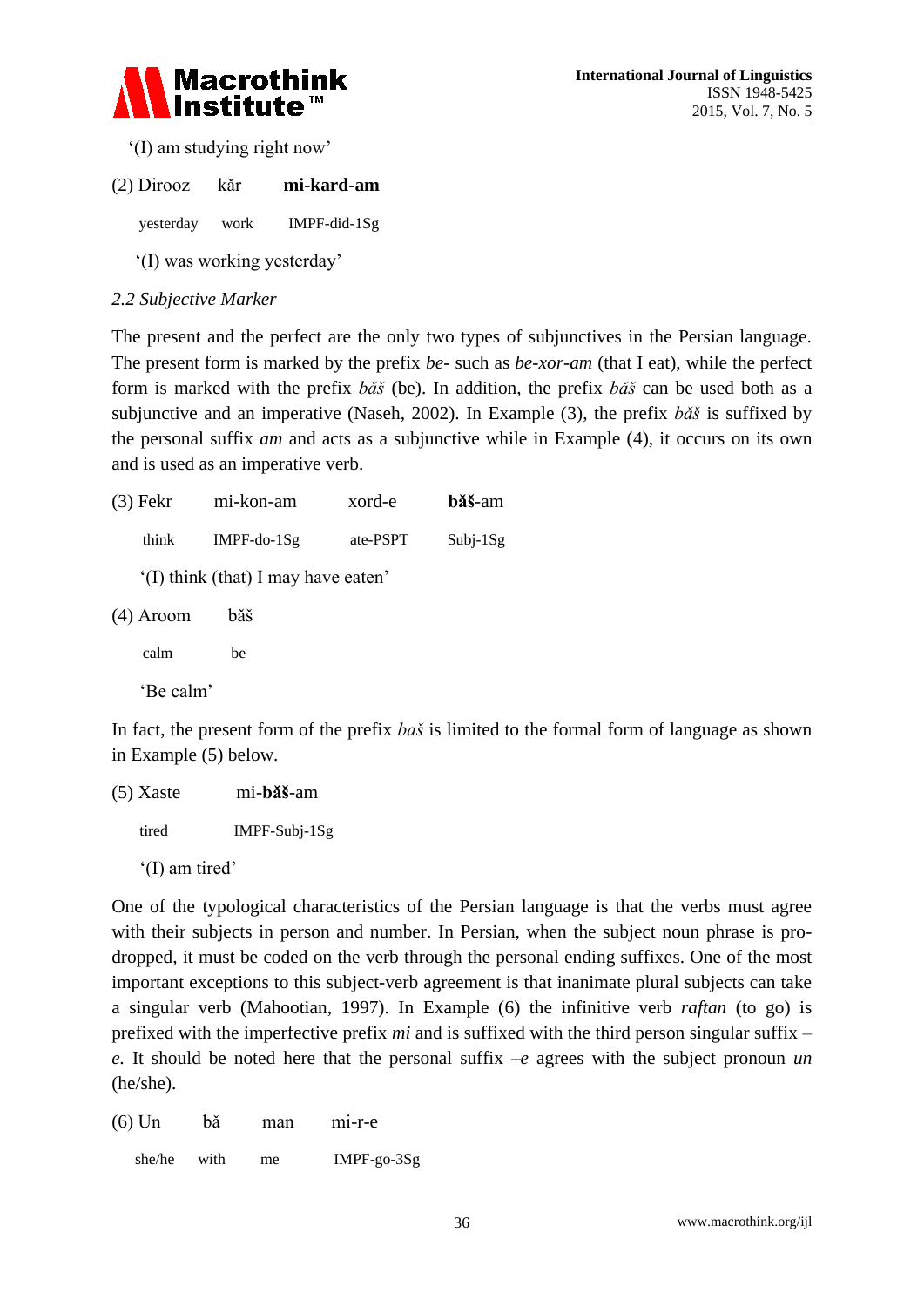'(I) am studying right now'

(2) Dirooz kăr **mi-kard-am**

yesterday work IMPF-did-1Sg

'(I) was working yesterday'

*2.2 Subjective Marker*

The present and the perfect are the only two types of subjunctives in the Persian language. The present form is marked by the prefix *be-* such as *be-xor-am* (that I eat), while the perfect form is marked with the prefix *băš* (be). In addition, the prefix *băš* can be used both as a subjunctive and an imperative (Naseh, 2002). In Example (3), the prefix *băš* is suffixed by the personal suffix *am* and acts as a subjunctive while in Example (4), it occurs on its own and is used as an imperative verb.

(3) Fekr mi-kon-am xord-e **băš**-am

think IMPF-do-1Sg ate-PSPT Subj-1Sg

'(I) think (that) I may have eaten'

(4) Aroom băš

calm be

'Be calm'

In fact, the present form of the prefix *baš* is limited to the formal form of language as shown in Example (5) below.

(5) Xaste mi-**băš**-am

tired IMPF-Subj-1Sg

'(I) am tired'

One of the typological characteristics of the Persian language is that the verbs must agree with their subjects in person and number. In Persian, when the subject noun phrase is pro-dropped, it must be coded on the verb through the personal ending suffixes. One of the most important exceptions to this subject-verb agreement is that inanimate plural subjects can take a singular verb (Mahootian, 1997). In Example (6) the infinitive verb *raftan* (to go) is prefixed with the imperfective prefix *mi* and is suffixed with the third person singular suffix *–e.* It should be noted here that the personal suffix *–e* agrees with the subject pronoun *un* (he/she).

(6) Un bă man mi-r-e

she/he with me IMPF-go-3Sg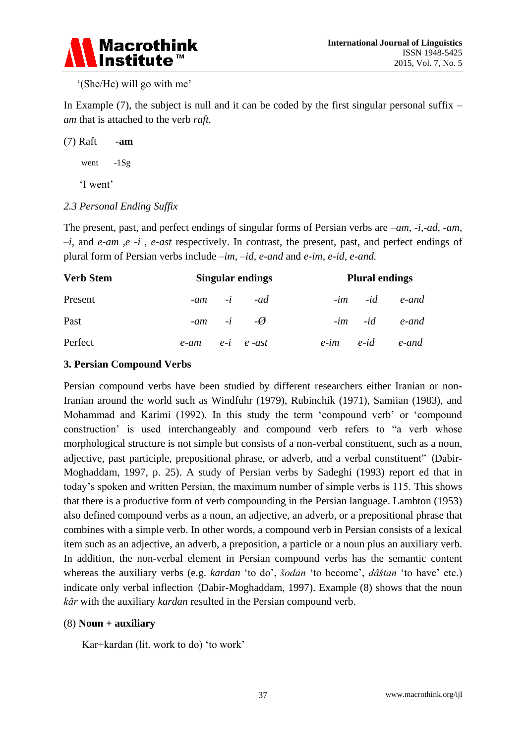'(She/He) will go with me'

In Example (7), the subject is null and it can be coded by the first singular personal suffix –*am* that is attached to the verb *raft.*

(7) Raft **-am**

went -1Sg

'I went'

### *2.3 Personal Ending Suffix*

The present, past, and perfect endings of singular forms of Persian verbs are *–am*, *-i*,*-ad*, *-am*, *–i*, and *e-am* ,*e -i* , *e-ast* respectively. In contrast, the present, past, and perfect endings of plural form of Persian verbs include *–im*, *–id*, *e-and* and *e-im*, *e-id*, *e-and.*

| **Verb Stem** | **Singular endings** | | | **Plural endings** | | |
|---|---|---|---|---|---|---|
| Present | *-am* | *-i* | *-ad* | *-im* | *-id* | *e-and* |
| Past | *-am* | *-i* | *-Ø* | *-im* | *-id* | *e-and* |
| Perfect | *e-am* | *e-i* | *e -ast* | *e-im* | *e-id* | *e-and* |

## 3. Persian Compound Verbs

Persian compound verbs have been studied by different researchers either Iranian or non-Iranian around the world such as Windfuhr (1979), Rubinchik (1971), Samiian (1983), and Mohammad and Karimi (1992). In this study the term 'compound verb' or 'compound construction' is used interchangeably and compound verb refers to "a verb whose morphological structure is not simple but consists of a non-verbal constituent, such as a noun, adjective, past participle, prepositional phrase, or adverb, and a verbal constituent" (Dabir-Moghaddam, 1997, p. 25). A study of Persian verbs by Sadeghi (1993) report ed that in today's spoken and written Persian, the maximum number of simple verbs is 115. This shows that there is a productive form of verb compounding in the Persian language. Lambton (1953) also defined compound verbs as a noun, an adjective, an adverb, or a prepositional phrase that combines with a simple verb. In other words, a compound verb in Persian consists of a lexical item such as an adjective, an adverb, a preposition, a particle or a noun plus an auxiliary verb. In addition, the non-verbal element in Persian compound verbs has the semantic content whereas the auxiliary verbs (e.g. *kardan* 'to do', *šodan* 'to become', *dâštan* 'to have' etc.) indicate only verbal inflection (Dabir-Moghaddam, 1997). Example (8) shows that the noun *kăr* with the auxiliary *kardan* resulted in the Persian compound verb.

(8) **Noun + auxiliary**

Kar+kardan (lit. work to do) 'to work'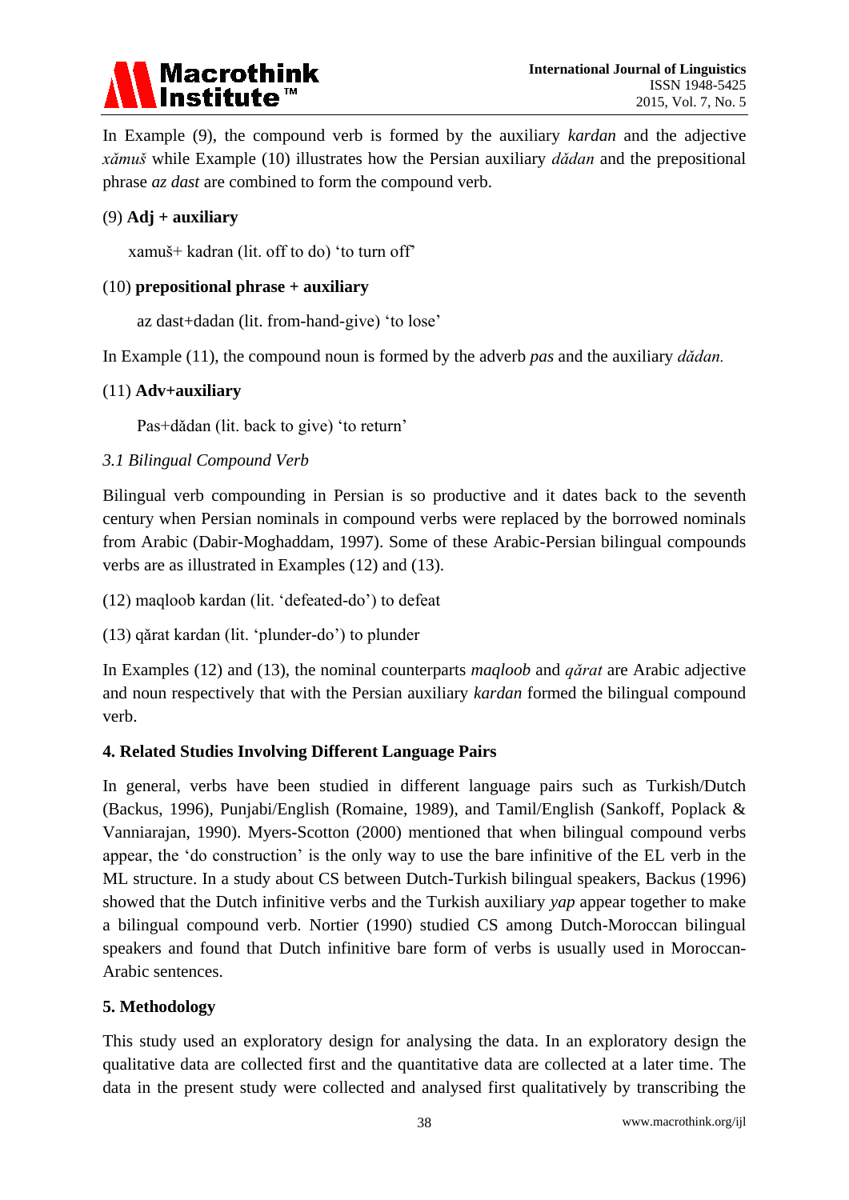In Example (9), the compound verb is formed by the auxiliary *kardan* and the adjective *xămuš* while Example (10) illustrates how the Persian auxiliary *dădan* and the prepositional phrase *az dast* are combined to form the compound verb.

(9) **Adj + auxiliary**

xamuš+ kadran (lit. off to do) 'to turn off'

(10) **prepositional phrase + auxiliary**

az dast+dadan (lit. from-hand-give) 'to lose'

In Example (11), the compound noun is formed by the adverb *pas* and the auxiliary *dădan.*

(11) **Adv+auxiliary**

Pas+dădan (lit. back to give) 'to return'

### *3.1 Bilingual Compound Verb*

Bilingual verb compounding in Persian is so productive and it dates back to the seventh century when Persian nominals in compound verbs were replaced by the borrowed nominals from Arabic (Dabir-Moghaddam, 1997). Some of these Arabic-Persian bilingual compounds verbs are as illustrated in Examples (12) and (13).

(12) maqloob kardan (lit. 'defeated-do') to defeat

(13) qărat kardan (lit. 'plunder-do') to plunder

In Examples (12) and (13), the nominal counterparts *maqloob* and *qărat* are Arabic adjective and noun respectively that with the Persian auxiliary *kardan* formed the bilingual compound verb.

## 4. Related Studies Involving Different Language Pairs

In general, verbs have been studied in different language pairs such as Turkish/Dutch (Backus, 1996), Punjabi/English (Romaine, 1989), and Tamil/English (Sankoff, Poplack & Vanniarajan, 1990). Myers-Scotton (2000) mentioned that when bilingual compound verbs appear, the 'do construction' is the only way to use the bare infinitive of the EL verb in the ML structure. In a study about CS between Dutch-Turkish bilingual speakers, Backus (1996) showed that the Dutch infinitive verbs and the Turkish auxiliary *yap* appear together to make a bilingual compound verb. Nortier (1990) studied CS among Dutch-Moroccan bilingual speakers and found that Dutch infinitive bare form of verbs is usually used in Moroccan-Arabic sentences.

## 5. Methodology

This study used an exploratory design for analysing the data. In an exploratory design the qualitative data are collected first and the quantitative data are collected at a later time. The data in the present study were collected and analysed first qualitatively by transcribing the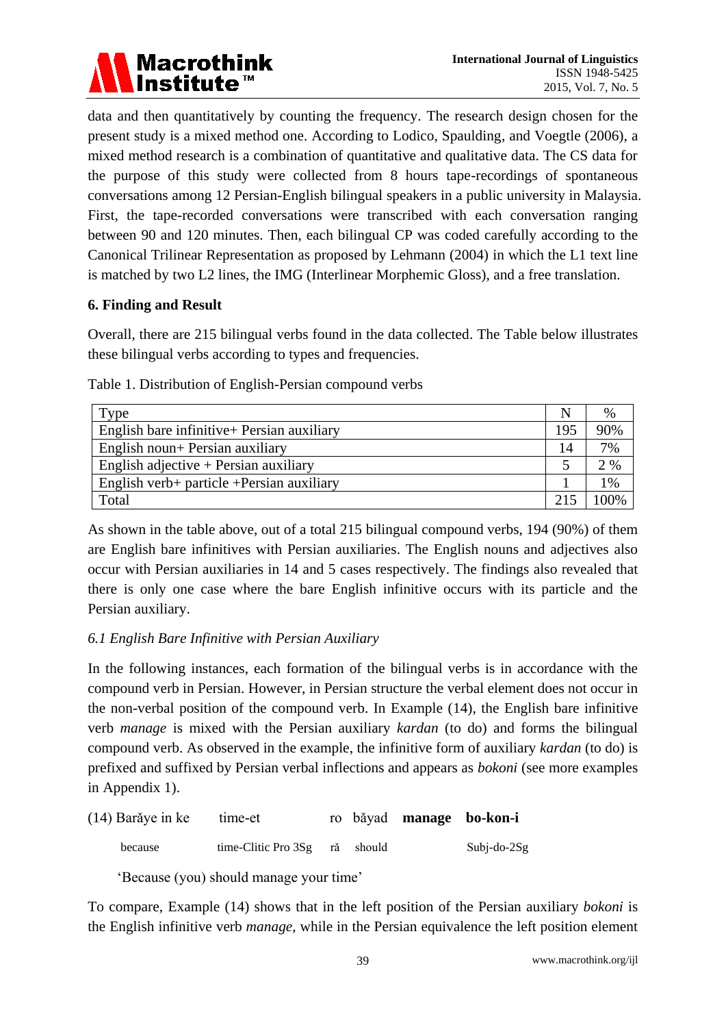data and then quantitatively by counting the frequency. The research design chosen for the present study is a mixed method one. According to Lodico, Spaulding, and Voegtle (2006), a mixed method research is a combination of quantitative and qualitative data. The CS data for the purpose of this study were collected from 8 hours tape-recordings of spontaneous conversations among 12 Persian-English bilingual speakers in a public university in Malaysia. First, the tape-recorded conversations were transcribed with each conversation ranging between 90 and 120 minutes. Then, each bilingual CP was coded carefully according to the Canonical Trilinear Representation as proposed by Lehmann (2004) in which the L1 text line is matched by two L2 lines, the IMG (Interlinear Morphemic Gloss), and a free translation.

## 6. Finding and Result

Overall, there are 215 bilingual verbs found in the data collected. The Table below illustrates these bilingual verbs according to types and frequencies.

Table 1. Distribution of English-Persian compound verbs

| Type | N | % |
|---|---|---|
| English bare infinitive+ Persian auxiliary | 195 | 90% |
| English noun+ Persian auxiliary | 14 | 7% |
| English adjective + Persian auxiliary | 5 | 2 % |
| English verb+ particle +Persian auxiliary | 1 | 1% |
| Total | 215 | 100% |

As shown in the table above, out of a total 215 bilingual compound verbs, 194 (90%) of them are English bare infinitives with Persian auxiliaries. The English nouns and adjectives also occur with Persian auxiliaries in 14 and 5 cases respectively. The findings also revealed that there is only one case where the bare English infinitive occurs with its particle and the Persian auxiliary.

### *6.1 English Bare Infinitive with Persian Auxiliary*

In the following instances, each formation of the bilingual verbs is in accordance with the compound verb in Persian. However, in Persian structure the verbal element does not occur in the non-verbal position of the compound verb. In Example (14), the English bare infinitive verb *manage* is mixed with the Persian auxiliary *kardan* (to do) and forms the bilingual compound verb. As observed in the example, the infinitive form of auxiliary *kardan* (to do) is prefixed and suffixed by Persian verbal inflections and appears as *bokoni* (see more examples in Appendix 1).

(14) Barăye in ke time-et ro băyad **manage bo-kon-i**

because time-Clitic Pro 3Sg ră should Subj-do-2Sg

'Because (you) should manage your time'

To compare, Example (14) shows that in the left position of the Persian auxiliary *bokoni* is the English infinitive verb *manage*, while in the Persian equivalence the left position element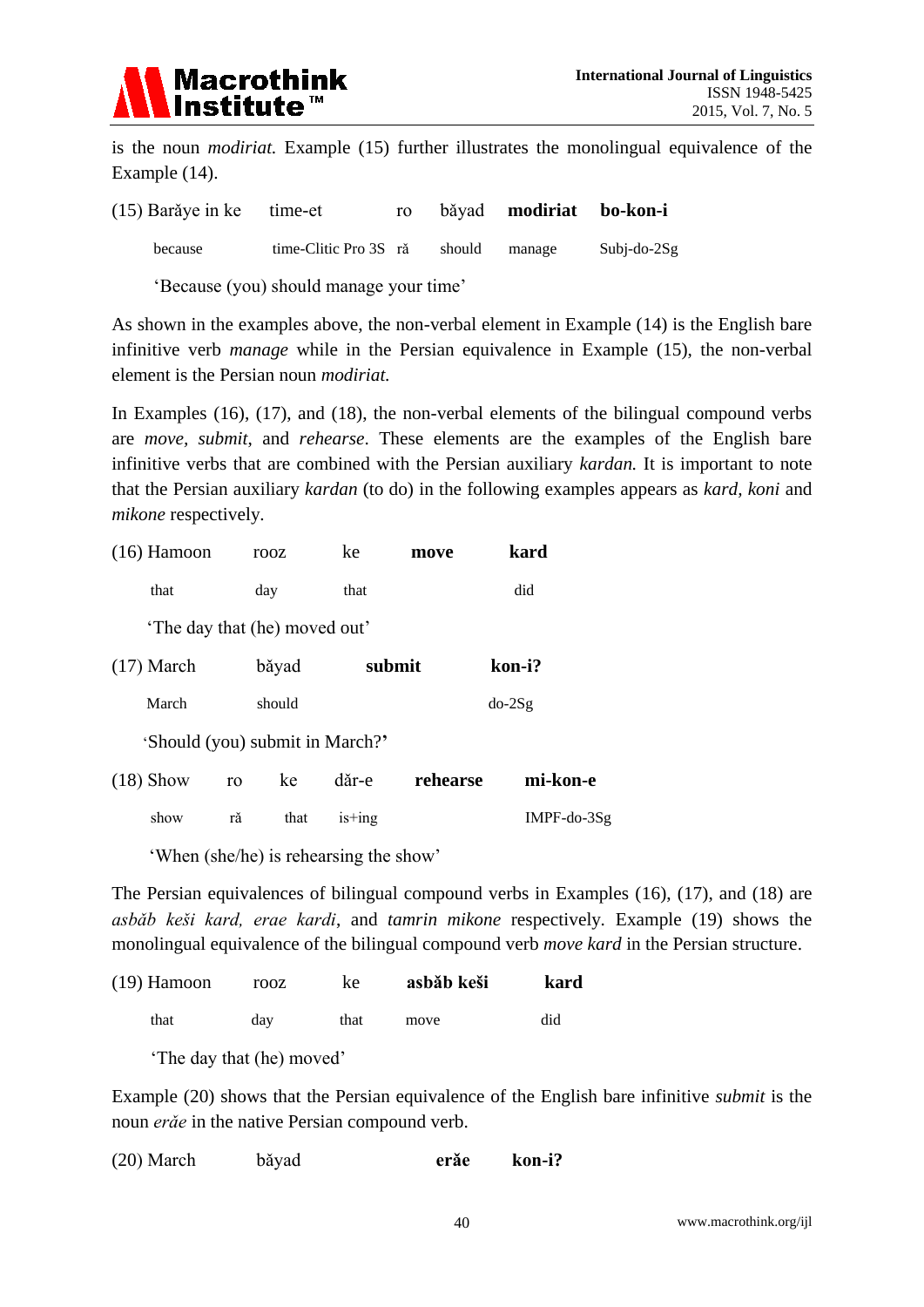is the noun *modiriat.* Example (15) further illustrates the monolingual equivalence of the Example (14).

| (15) Barăye in ke | time-et | ro | băyad | **modiriat** | **bo-kon-i** |
|---|---|---|---|---|---|
| because | time-Clitic Pro 3S | ră | should | manage | Subj-do-2Sg |

'Because (you) should manage your time'

As shown in the examples above, the non-verbal element in Example (14) is the English bare infinitive verb *manage* while in the Persian equivalence in Example (15), the non-verbal element is the Persian noun *modiriat.*

In Examples (16), (17), and (18), the non-verbal elements of the bilingual compound verbs are *move, submit*, and *rehearse*. These elements are the examples of the English bare infinitive verbs that are combined with the Persian auxiliary *kardan.* It is important to note that the Persian auxiliary *kardan* (to do) in the following examples appears as *kard, koni* and *mikone* respectively.

| (16) Hamoon | rooz | ke | **move** | **kard** |
|---|---|---|---|---|
| that | day | that | | did |

'The day that (he) moved out'

| (17) March | băyad | **submit** | **kon-i?** |
|---|---|---|---|
| March | should | | do-2Sg |

'Should (you) submit in March?'

| (18) Show | ro | ke | dăr-e | **rehearse** | **mi-kon-e** |
|---|---|---|---|---|---|
| show | ră | that | is+ing | | IMPF-do-3Sg |

'When (she/he) is rehearsing the show'

The Persian equivalences of bilingual compound verbs in Examples (16), (17), and (18) are *asbăb keši kard, erae kardi*, and *tamrin mikone* respectively. Example (19) shows the monolingual equivalence of the bilingual compound verb *move kard* in the Persian structure.

| (19) Hamoon | rooz | ke | **asbăb keši** | **kard** |
|---|---|---|---|---|
| that | day | that | move | did |

'The day that (he) moved'

Example (20) shows that the Persian equivalence of the English bare infinitive *submit* is the noun *erăe* in the native Persian compound verb.

| (20) March | băyad | **erăe** | **kon-i?** |
|---|---|---|---|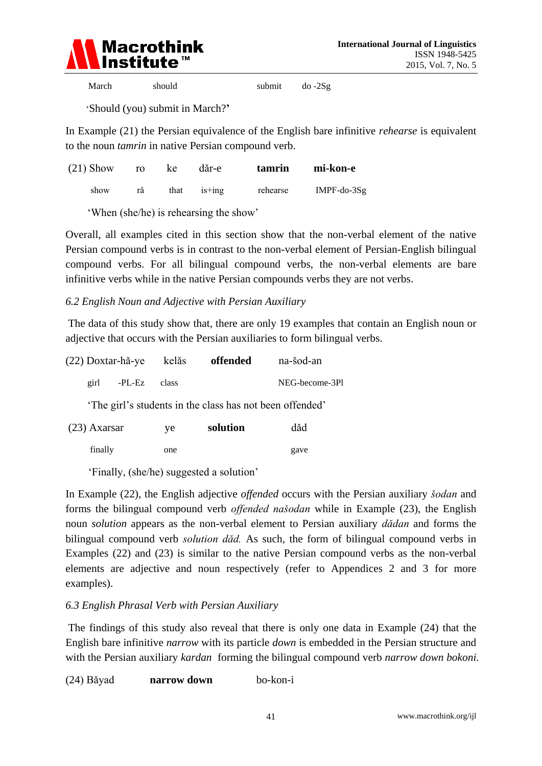March should submit do -2Sg

'Should (you) submit in March?'

In Example (21) the Persian equivalence of the English bare infinitive *rehearse* is equivalent to the noun *tamrin* in native Persian compound verb.

(21) Show ro ke dăr-e **tamrin** **mi-kon-e**

show ră that is+ing rehearse IMPF-do-3Sg

'When (she/he) is rehearsing the show'

Overall, all examples cited in this section show that the non-verbal element of the native Persian compound verbs is in contrast to the non-verbal element of Persian-English bilingual compound verbs. For all bilingual compound verbs, the non-verbal elements are bare infinitive verbs while in the native Persian compounds verbs they are not verbs.

### *6.2 English Noun and Adjective with Persian Auxiliary*

The data of this study show that, there are only 19 examples that contain an English noun or adjective that occurs with the Persian auxiliaries to form bilingual verbs.

(22) Doxtar-hă-ye keläs **offended** na-šod-an

girl -PL-Ez class NEG-become-3Pl

'The girl's students in the class has not been offended'

(23) Axarsar ye **solution** dăd

finally one gave

'Finally, (she/he) suggested a solution'

In Example (22), the English adjective *offended* occurs with the Persian auxiliary *šodan* and forms the bilingual compound verb *offended našodan* while in Example (23), the English noun *solution* appears as the non-verbal element to Persian auxiliary *dădan* and forms the bilingual compound verb *solution dăd.* As such, the form of bilingual compound verbs in Examples (22) and (23) is similar to the native Persian compound verbs as the non-verbal elements are adjective and noun respectively (refer to Appendices 2 and 3 for more examples).

### *6.3 English Phrasal Verb with Persian Auxiliary*

The findings of this study also reveal that there is only one data in Example (24) that the English bare infinitive *narrow* with its particle *down* is embedded in the Persian structure and with the Persian auxiliary *kardan* forming the bilingual compound verb *narrow down bokoni.*

(24) Băyad **narrow down** bo-kon-i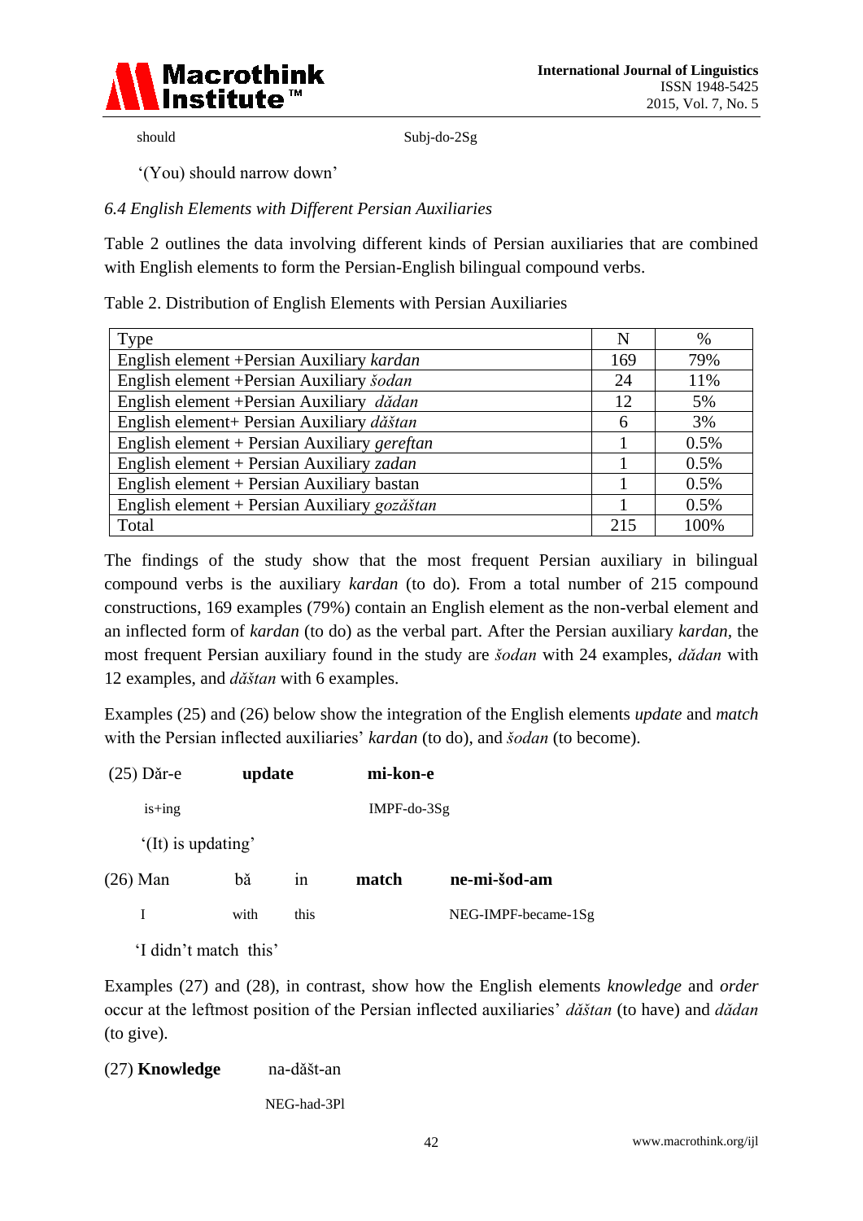should                    Subj-do-2Sg

'(You) should narrow down'

### *6.4 English Elements with Different Persian Auxiliaries*

Table 2 outlines the data involving different kinds of Persian auxiliaries that are combined with English elements to form the Persian-English bilingual compound verbs.

Table 2. Distribution of English Elements with Persian Auxiliaries

| Type | N | % |
|---|---|---|
| English element +Persian Auxiliary *kardan* | 169 | 79% |
| English element +Persian Auxiliary *šodan* | 24 | 11% |
| English element +Persian Auxiliary *dădan* | 12 | 5% |
| English element+ Persian Auxiliary *dăštan* | 6 | 3% |
| English element + Persian Auxiliary *gereftan* | 1 | 0.5% |
| English element + Persian Auxiliary *zadan* | 1 | 0.5% |
| English element + Persian Auxiliary bastan | 1 | 0.5% |
| English element + Persian Auxiliary *gozăštan* | 1 | 0.5% |
| Total | 215 | 100% |

The findings of the study show that the most frequent Persian auxiliary in bilingual compound verbs is the auxiliary *kardan* (to do). From a total number of 215 compound constructions, 169 examples (79%) contain an English element as the non-verbal element and an inflected form of *kardan* (to do) as the verbal part. After the Persian auxiliary *kardan*, the most frequent Persian auxiliary found in the study are *šodan* with 24 examples, *dădan* with 12 examples, and *dăštan* with 6 examples.

Examples (25) and (26) below show the integration of the English elements *update* and *match* with the Persian inflected auxiliaries' *kardan* (to do), and *šodan* (to become).

(25) Dăr-e       **update**       **mi-kon-e**

is+ing                    IMPF-do-3Sg

'(It) is updating'

(26) Man   bă   in   **match**   **ne-mi-šod-am**

I   with   this         NEG-IMPF-became-1Sg

'I didn't match this'

Examples (27) and (28), in contrast, show how the English elements *knowledge* and *order* occur at the leftmost position of the Persian inflected auxiliaries' *dăštan* (to have) and *dădan* (to give).

(27) **Knowledge**       na-dăšt-an

NEG-had-3Pl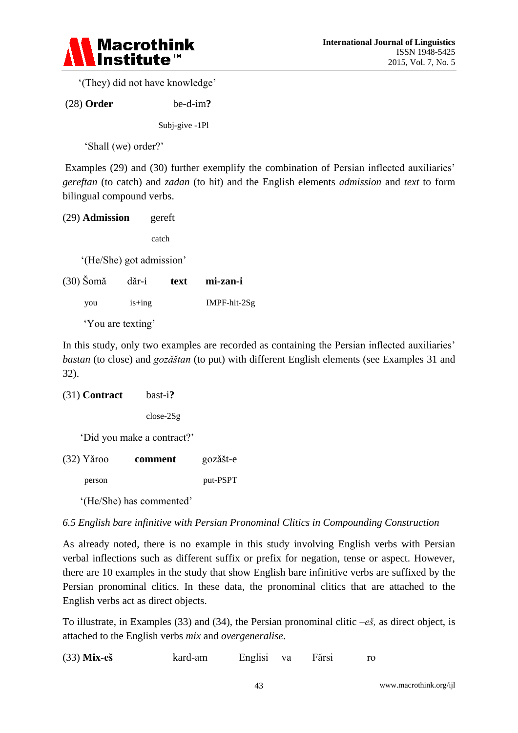'(They) did not have knowledge'

(28) **Order** be-d-im**?**

Subj-give -1Pl

'Shall (we) order?'

Examples (29) and (30) further exemplify the combination of Persian inflected auxiliaries' *gereftan* (to catch) and *zadan* (to hit) and the English elements *admission* and *text* to form bilingual compound verbs.

(29) **Admission** gereft

catch

'(He/She) got admission'

(30) Šomă dăr-i **text** **mi-zan-i**

you is+ing IMPF-hit-2Sg

'You are texting'

In this study, only two examples are recorded as containing the Persian inflected auxiliaries' *bastan* (to close) and *gozăštan* (to put) with different English elements (see Examples 31 and 32).

(31) **Contract** bast-i**?**

close-2Sg

'Did you make a contract?'

(32) Yăroo **comment** gozăšt-e

person put-PSPT

'(He/She) has commented'

*6.5 English bare infinitive with Persian Pronominal Clitics in Compounding Construction*

As already noted, there is no example in this study involving English verbs with Persian verbal inflections such as different suffix or prefix for negation, tense or aspect. However, there are 10 examples in the study that show English bare infinitive verbs are suffixed by the Persian pronominal clitics. In these data, the pronominal clitics that are attached to the English verbs act as direct objects.

To illustrate, in Examples (33) and (34), the Persian pronominal clitic *–eš,* as direct object, is attached to the English verbs *mix* and *overgeneralise*.

(33) **Mix-eš** kard-am Englisi va Fărsi ro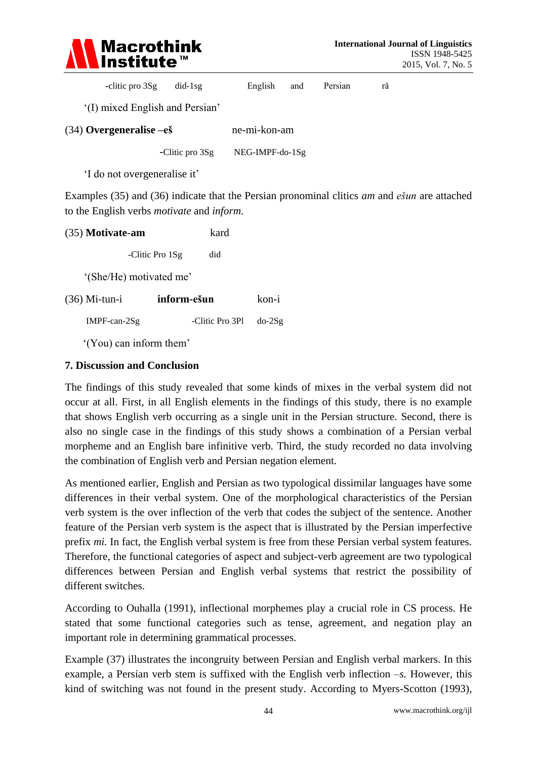-clitic pro 3Sg did-1sg English and Persian ră

'(I) mixed English and Persian'

(34) **Overgeneralise –eš** ne-mi-kon-am

-Clitic pro 3Sg NEG-IMPF-do-1Sg

'I do not overgeneralise it'

Examples (35) and (36) indicate that the Persian pronominal clitics *am* and *ešun* are attached to the English verbs *motivate* and *inform.*

(35) **Motivate-am** kard

-Clitic Pro 1Sg did

'(She/He) motivated me'

(36) Mi-tun-i **inform-ešun** kon-i

IMPF-can-2Sg -Clitic Pro 3Pl do-2Sg

'(You) can inform them'

## 7. Discussion and Conclusion

The findings of this study revealed that some kinds of mixes in the verbal system did not occur at all. First, in all English elements in the findings of this study, there is no example that shows English verb occurring as a single unit in the Persian structure. Second, there is also no single case in the findings of this study shows a combination of a Persian verbal morpheme and an English bare infinitive verb. Third, the study recorded no data involving the combination of English verb and Persian negation element.

As mentioned earlier, English and Persian as two typological dissimilar languages have some differences in their verbal system. One of the morphological characteristics of the Persian verb system is the over inflection of the verb that codes the subject of the sentence. Another feature of the Persian verb system is the aspect that is illustrated by the Persian imperfective prefix *mi.* In fact, the English verbal system is free from these Persian verbal system features. Therefore, the functional categories of aspect and subject-verb agreement are two typological differences between Persian and English verbal systems that restrict the possibility of different switches.

According to Ouhalla (1991), inflectional morphemes play a crucial role in CS process. He stated that some functional categories such as tense, agreement, and negation play an important role in determining grammatical processes.

Example (37) illustrates the incongruity between Persian and English verbal markers. In this example, a Persian verb stem is suffixed with the English verb inflection *–s.* However, this kind of switching was not found in the present study. According to Myers-Scotton (1993),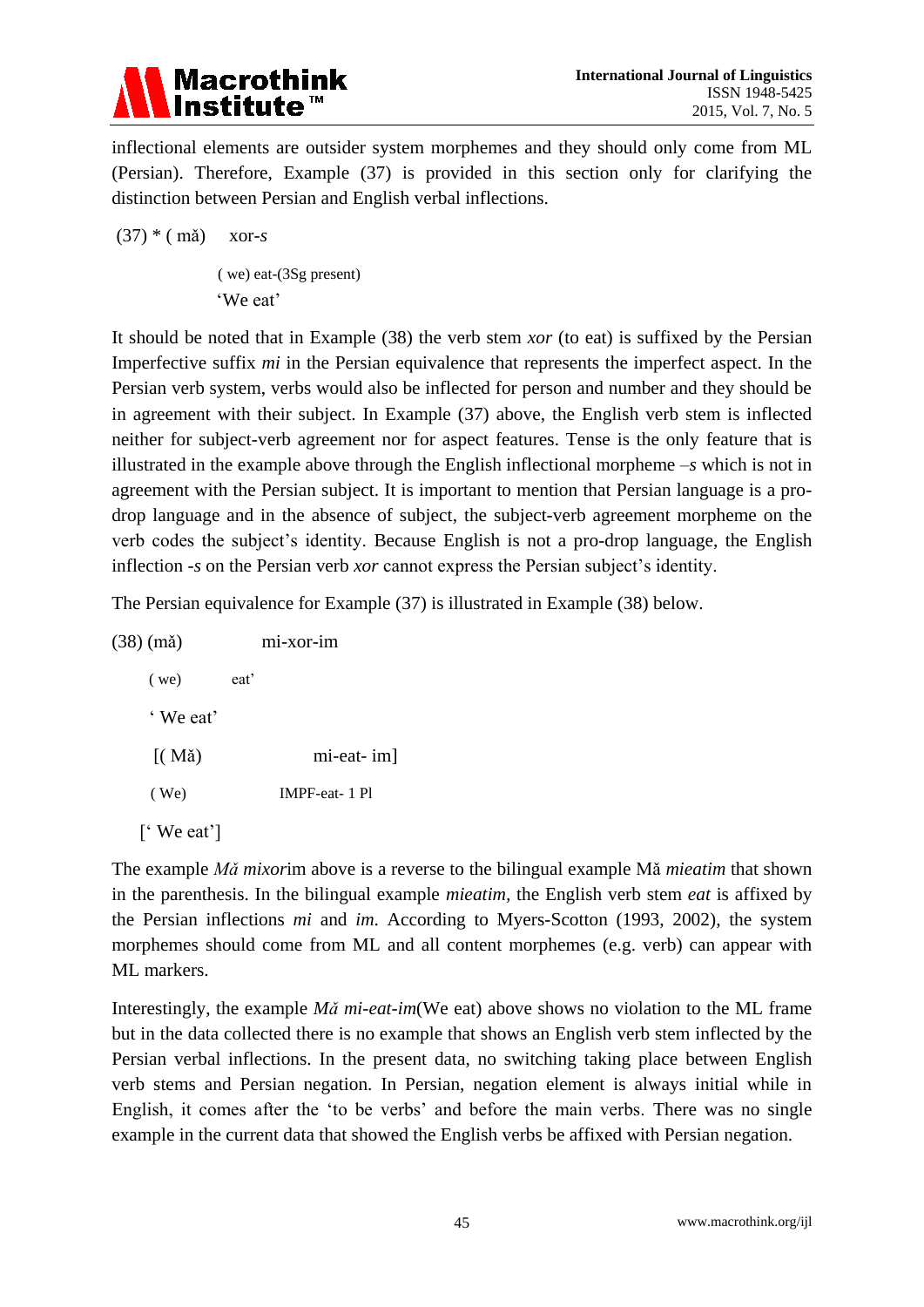inflectional elements are outsider system morphemes and they should only come from ML (Persian). Therefore, Example (37) is provided in this section only for clarifying the distinction between Persian and English verbal inflections.

(37) * ( mǎ)     xor-*s*

( we) eat-(3Sg present)

'We eat'

It should be noted that in Example (38) the verb stem *xor* (to eat) is suffixed by the Persian Imperfective suffix *mi* in the Persian equivalence that represents the imperfect aspect. In the Persian verb system, verbs would also be inflected for person and number and they should be in agreement with their subject. In Example (37) above, the English verb stem is inflected neither for subject-verb agreement nor for aspect features. Tense is the only feature that is illustrated in the example above through the English inflectional morpheme –*s* which is not in agreement with the Persian subject. It is important to mention that Persian language is a pro-drop language and in the absence of subject, the subject-verb agreement morpheme on the verb codes the subject's identity. Because English is not a pro-drop language, the English inflection -*s* on the Persian verb *xor* cannot express the Persian subject's identity.

The Persian equivalence for Example (37) is illustrated in Example (38) below.

(38) (mǎ)     mi-xor-im

( we)     eat'

' We eat'

[( Mǎ)     mi-eat- im]

( We)     IMPF-eat- 1 Pl

[' We eat']

The example *Mǎ mixor*im above is a reverse to the bilingual example Mǎ *mieatim* that shown in the parenthesis. In the bilingual example *mieatim,* the English verb stem *eat* is affixed by the Persian inflections *mi* and *im*. According to Myers-Scotton (1993, 2002), the system morphemes should come from ML and all content morphemes (e.g. verb) can appear with ML markers.

Interestingly, the example *Mǎ mi-eat-im*(We eat) above shows no violation to the ML frame but in the data collected there is no example that shows an English verb stem inflected by the Persian verbal inflections. In the present data, no switching taking place between English verb stems and Persian negation. In Persian, negation element is always initial while in English, it comes after the 'to be verbs' and before the main verbs. There was no single example in the current data that showed the English verbs be affixed with Persian negation.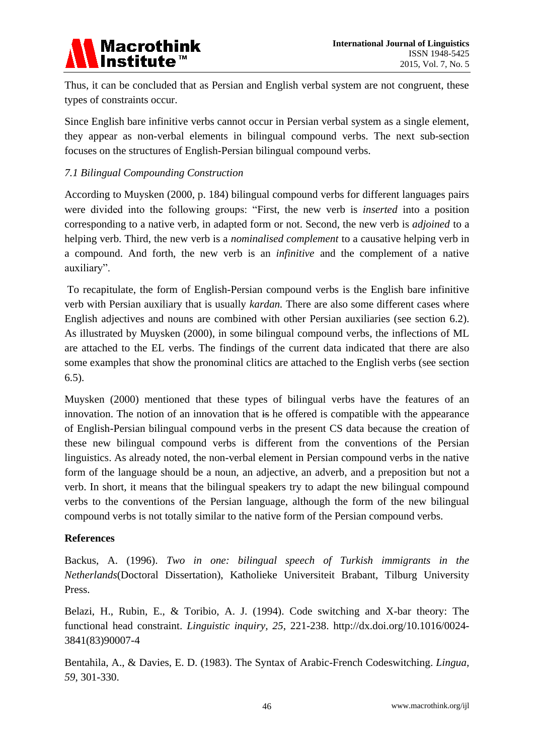Thus, it can be concluded that as Persian and English verbal system are not congruent, these types of constraints occur.

Since English bare infinitive verbs cannot occur in Persian verbal system as a single element, they appear as non-verbal elements in bilingual compound verbs. The next sub-section focuses on the structures of English-Persian bilingual compound verbs.

### *7.1 Bilingual Compounding Construction*

According to Muysken (2000, p. 184) bilingual compound verbs for different languages pairs were divided into the following groups: "First, the new verb is *inserted* into a position corresponding to a native verb, in adapted form or not. Second, the new verb is *adjoined* to a helping verb. Third, the new verb is a *nominalised complement* to a causative helping verb in a compound. And forth, the new verb is an *infinitive* and the complement of a native auxiliary".

To recapitulate, the form of English-Persian compound verbs is the English bare infinitive verb with Persian auxiliary that is usually *kardan.* There are also some different cases where English adjectives and nouns are combined with other Persian auxiliaries (see section 6.2). As illustrated by Muysken (2000), in some bilingual compound verbs, the inflections of ML are attached to the EL verbs. The findings of the current data indicated that there are also some examples that show the pronominal clitics are attached to the English verbs (see section 6.5).

Muysken (2000) mentioned that these types of bilingual verbs have the features of an innovation. The notion of an innovation that ~~is~~ he offered is compatible with the appearance of English-Persian bilingual compound verbs in the present CS data because the creation of these new bilingual compound verbs is different from the conventions of the Persian linguistics. As already noted, the non-verbal element in Persian compound verbs in the native form of the language should be a noun, an adjective, an adverb, and a preposition but not a verb. In short, it means that the bilingual speakers try to adapt the new bilingual compound verbs to the conventions of the Persian language, although the form of the new bilingual compound verbs is not totally similar to the native form of the Persian compound verbs.

## References

Backus, A. (1996). *Two in one: bilingual speech of Turkish immigrants in the Netherlands*(Doctoral Dissertation), Katholieke Universiteit Brabant, Tilburg University Press.

Belazi, H., Rubin, E., & Toribio, A. J. (1994). Code switching and X-bar theory: The functional head constraint. *Linguistic inquiry, 25*, 221-238. http://dx.doi.org/10.1016/0024-3841(83)90007-4

Bentahila, A., & Davies, E. D. (1983). The Syntax of Arabic-French Codeswitching. *Lingua, 59*, 301-330.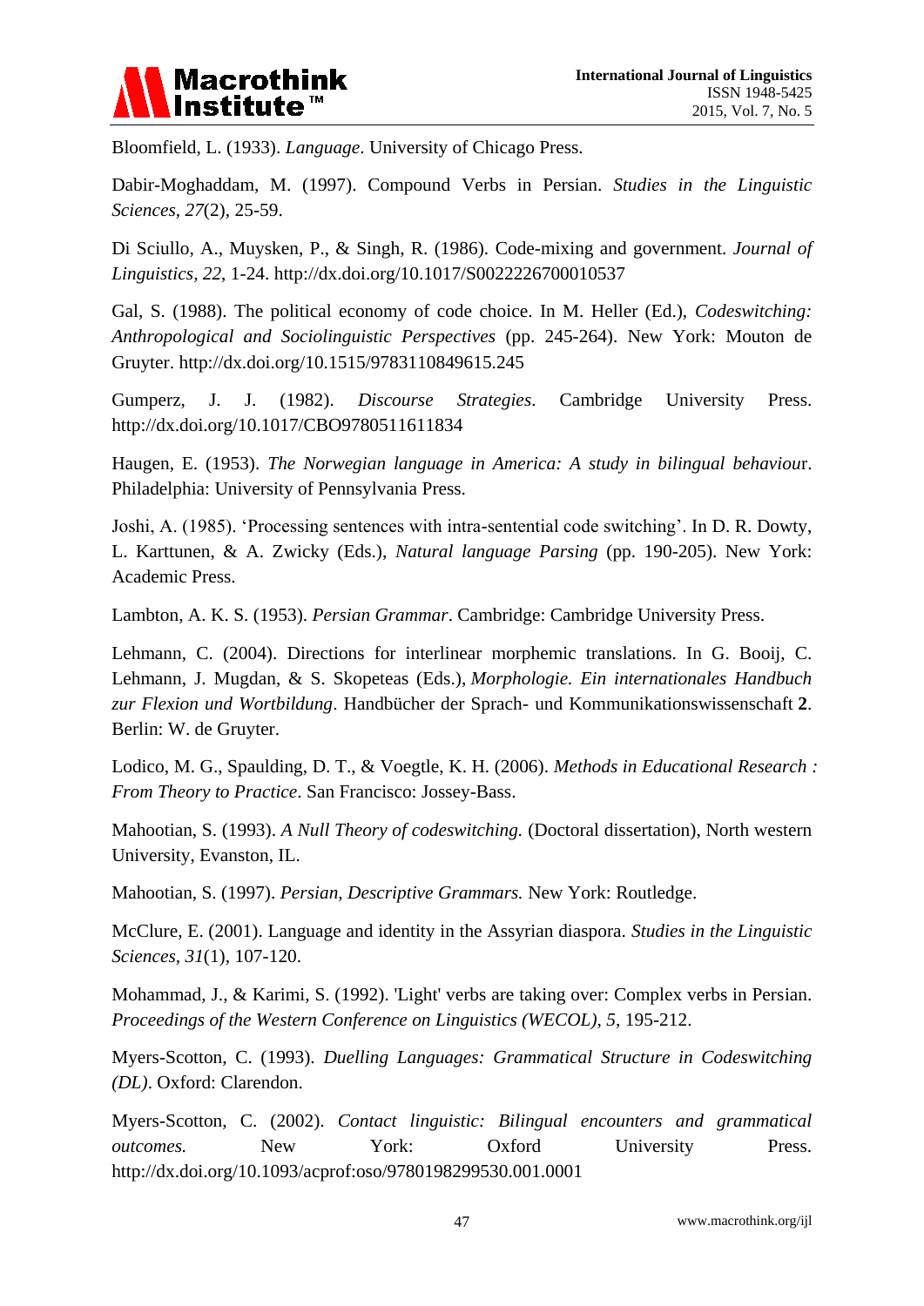Bloomfield, L. (1933). *Language*. University of Chicago Press.

Dabir-Moghaddam, M. (1997). Compound Verbs in Persian. *Studies in the Linguistic Sciences, 27*(2), 25-59.

Di Sciullo, A., Muysken, P., & Singh, R. (1986). Code-mixing and government. *Journal of Linguistics, 22*, 1-24. http://dx.doi.org/10.1017/S0022226700010537

Gal, S. (1988). The political economy of code choice. In M. Heller (Ed.), *Codeswitching: Anthropological and Sociolinguistic Perspectives* (pp. 245-264). New York: Mouton de Gruyter. http://dx.doi.org/10.1515/9783110849615.245

Gumperz, J. J. (1982). *Discourse Strategies*. Cambridge University Press. http://dx.doi.org/10.1017/CBO9780511611834

Haugen, E. (1953). *The Norwegian language in America: A study in bilingual behaviou*r. Philadelphia: University of Pennsylvania Press.

Joshi, A. (1985). 'Processing sentences with intra-sentential code switching'. In D. R. Dowty, L. Karttunen, & A. Zwicky (Eds.), *Natural language Parsing* (pp. 190-205). New York: Academic Press.

Lambton, A. K. S. (1953). *Persian Grammar*. Cambridge: Cambridge University Press.

Lehmann, C. (2004). Directions for interlinear morphemic translations. In G. Booij, C. Lehmann, J. Mugdan, & S. Skopeteas (Eds.), *Morphologie. Ein internationales Handbuch zur Flexion und Wortbildung*. Handbücher der Sprach- und Kommunikationswissenschaft **2**. Berlin: W. de Gruyter.

Lodico, M. G., Spaulding, D. T., & Voegtle, K. H. (2006). *Methods in Educational Research : From Theory to Practice*. San Francisco: Jossey-Bass.

Mahootian, S. (1993). *A Null Theory of codeswitching.* (Doctoral dissertation), North western University, Evanston, IL.

Mahootian, S. (1997). *Persian, Descriptive Grammars.* New York: Routledge.

McClure, E. (2001). Language and identity in the Assyrian diaspora. *Studies in the Linguistic Sciences, 31*(1), 107-120.

Mohammad, J., & Karimi, S. (1992). 'Light' verbs are taking over: Complex verbs in Persian. *Proceedings of the Western Conference on Linguistics (WECOL), 5*, 195-212.

Myers-Scotton, C. (1993). *Duelling Languages: Grammatical Structure in Codeswitching (DL)*. Oxford: Clarendon.

Myers-Scotton, C. (2002). *Contact linguistic: Bilingual encounters and grammatical outcomes.* New York: Oxford University Press. http://dx.doi.org/10.1093/acprof:oso/9780198299530.001.0001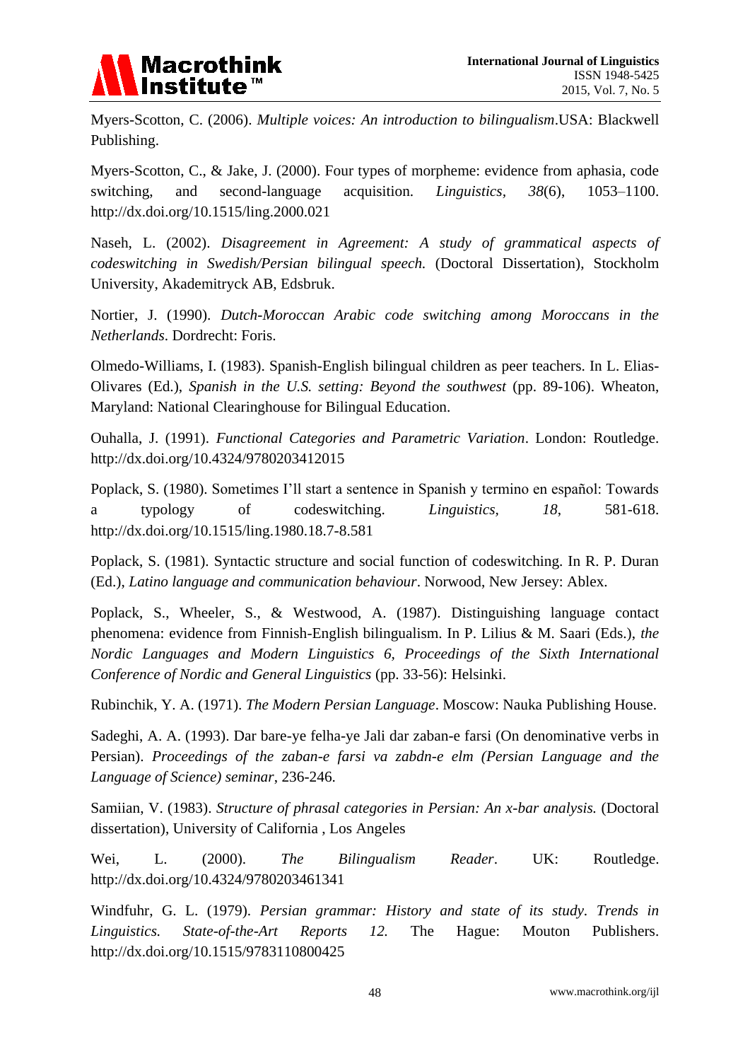Myers-Scotton, C. (2006). *Multiple voices: An introduction to bilingualism*.USA: Blackwell Publishing.

Myers-Scotton, C., & Jake, J. (2000). Four types of morpheme: evidence from aphasia, code switching, and second-language acquisition. *Linguistics, 38*(6), 1053–1100. http://dx.doi.org/10.1515/ling.2000.021

Naseh, L. (2002). *Disagreement in Agreement: A study of grammatical aspects of codeswitching in Swedish/Persian bilingual speech.* (Doctoral Dissertation), Stockholm University, Akademitryck AB, Edsbruk.

Nortier, J. (1990). *Dutch-Moroccan Arabic code switching among Moroccans in the Netherlands*. Dordrecht: Foris.

Olmedo-Williams, I. (1983). Spanish-English bilingual children as peer teachers. In L. Elias-Olivares (Ed.), *Spanish in the U.S. setting: Beyond the southwest* (pp. 89-106). Wheaton, Maryland: National Clearinghouse for Bilingual Education.

Ouhalla, J. (1991). *Functional Categories and Parametric Variation*. London: Routledge. http://dx.doi.org/10.4324/9780203412015

Poplack, S. (1980). Sometimes I'll start a sentence in Spanish y termino en español: Towards a typology of codeswitching. *Linguistics, 18*, 581-618. http://dx.doi.org/10.1515/ling.1980.18.7-8.581

Poplack, S. (1981). Syntactic structure and social function of codeswitching. In R. P. Duran (Ed.), *Latino language and communication behaviour*. Norwood, New Jersey: Ablex.

Poplack, S., Wheeler, S., & Westwood, A. (1987). Distinguishing language contact phenomena: evidence from Finnish-English bilingualism. In P. Lilius & M. Saari (Eds.), *the Nordic Languages and Modern Linguistics 6, Proceedings of the Sixth International Conference of Nordic and General Linguistics* (pp. 33-56): Helsinki.

Rubinchik, Y. A. (1971). *The Modern Persian Language*. Moscow: Nauka Publishing House.

Sadeghi, A. A. (1993). Dar bare-ye felha-ye Jali dar zaban-e farsi (On denominative verbs in Persian). *Proceedings of the zaban-e farsi va zabdn-e elm (Persian Language and the Language of Science) seminar*, 236-246.

Samiian, V. (1983). *Structure of phrasal categories in Persian: An x-bar analysis.* (Doctoral dissertation), University of California , Los Angeles

Wei, L. (2000). *The Bilingualism Reader*. UK: Routledge. http://dx.doi.org/10.4324/9780203461341

Windfuhr, G. L. (1979). *Persian grammar: History and state of its study. Trends in Linguistics. State-of-the-Art Reports 12.* The Hague: Mouton Publishers. http://dx.doi.org/10.1515/9783110800425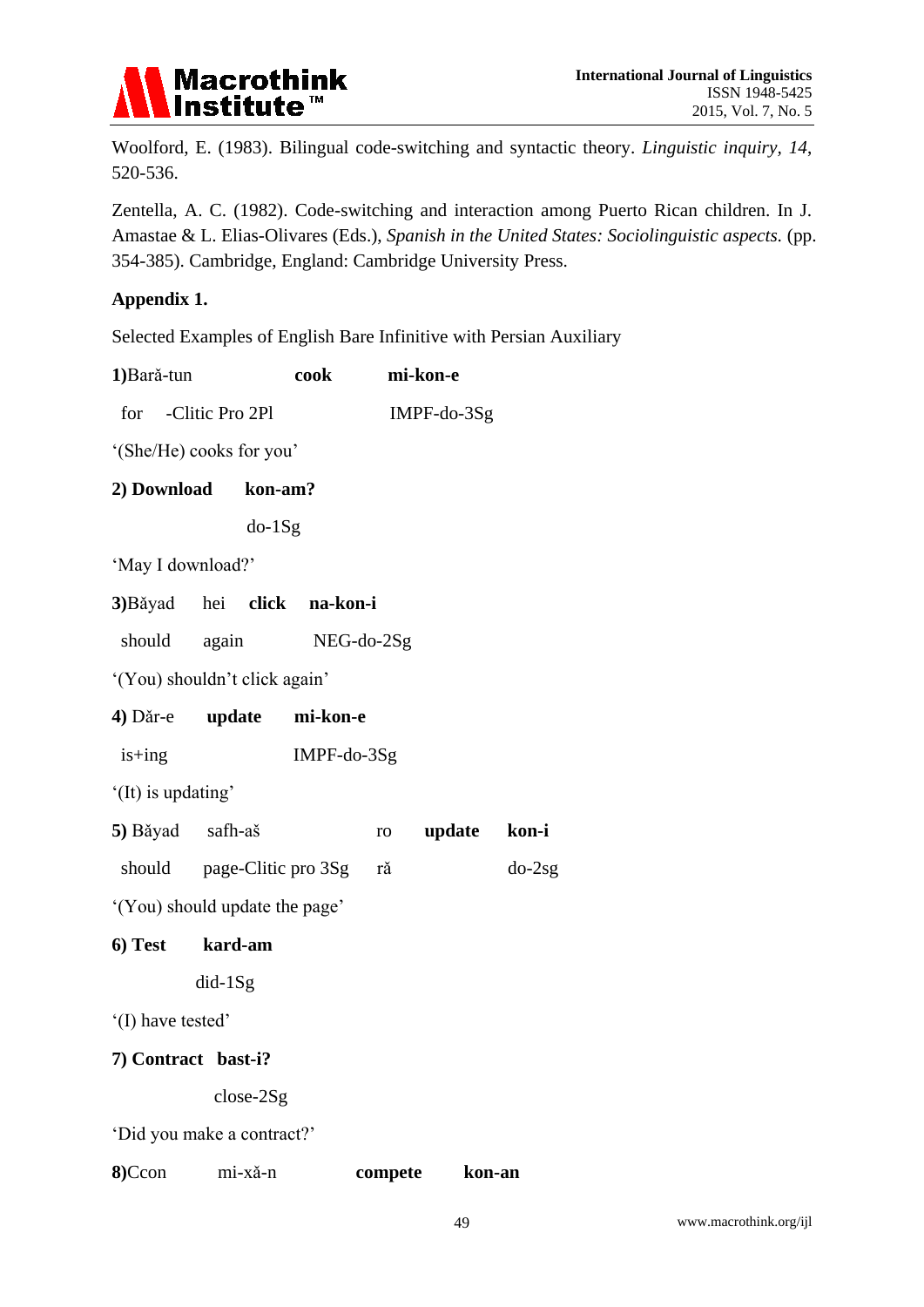Woolford, E. (1983). Bilingual code-switching and syntactic theory. *Linguistic inquiry*, *14*, 520-536.

Zentella, A. C. (1982). Code-switching and interaction among Puerto Rican children. In J. Amastae & L. Elias-Olivares (Eds.), *Spanish in the United States: Sociolinguistic aspects.* (pp. 354-385). Cambridge, England: Cambridge University Press.

**Appendix 1.**

Selected Examples of English Bare Infinitive with Persian Auxiliary

**1)**Bară-tun **cook** **mi-kon-e**

for -Clitic Pro 2Pl IMPF-do-3Sg

'(She/He) cooks for you'

**2) Download** **kon-am?**

do-1Sg

'May I download?'

**3)**Băyad hei **click** **na-kon-i**

should again NEG-do-2Sg

'(You) shouldn't click again'

**4)** Dăr-e **update** **mi-kon-e**

is+ing IMPF-do-3Sg

'(It) is updating'

**5)** Băyad safh-aš ro **update** **kon-i**

should page-Clitic pro 3Sg ră do-2sg

'(You) should update the page'

**6) Test** **kard-am**

did-1Sg

'(I) have tested'

**7) Contract** **bast-i?**

close-2Sg

'Did you make a contract?'

**8)**Ccon mi-xă-n **compete** **kon-an**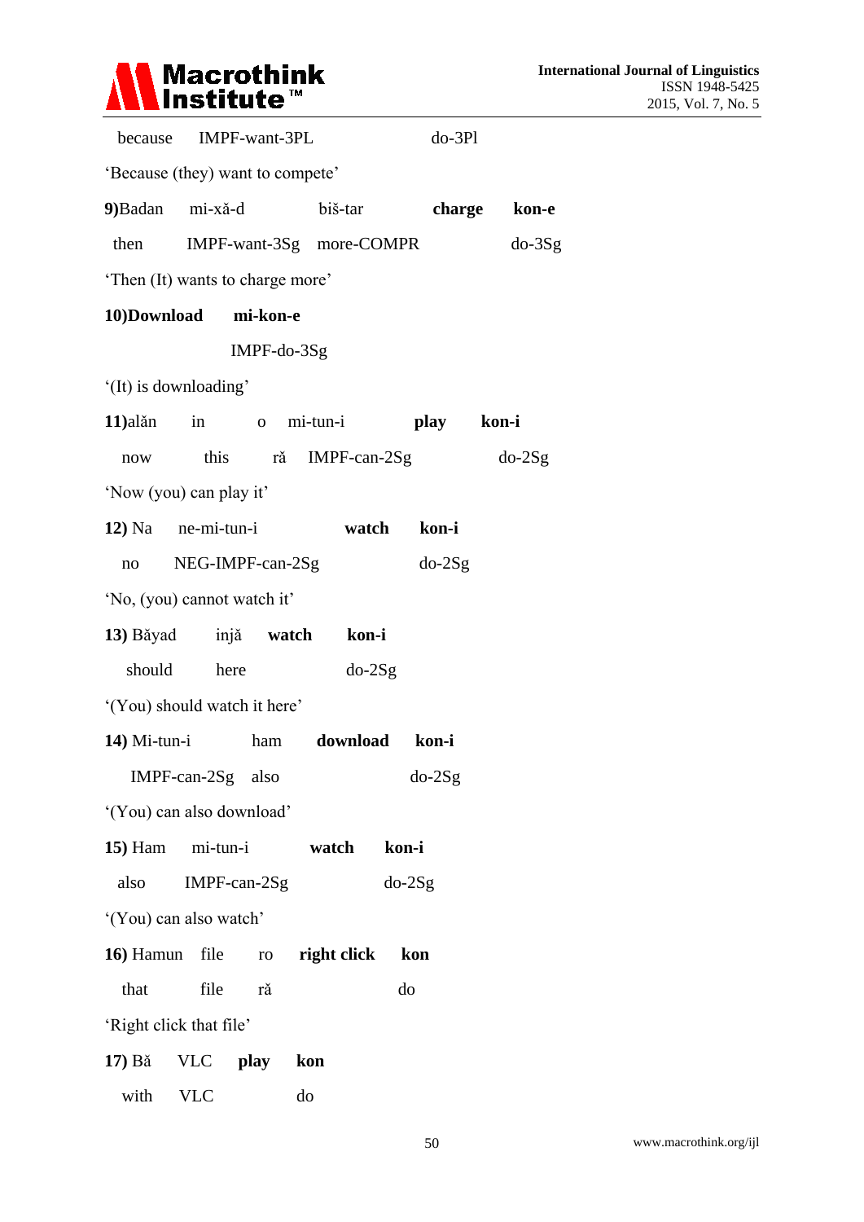because IMPF-want-3PL do-3Pl

'Because (they) want to compete'

**9)**Badan mi-xă-d biš-tar **charge kon-e**

then IMPF-want-3Sg more-COMPR do-3Sg

'Then (It) wants to charge more'

**10)Download mi-kon-e**

IMPF-do-3Sg

'(It) is downloading'

**11)**alăn in o mi-tun-i **play kon-i**

now this ră IMPF-can-2Sg do-2Sg

'Now (you) can play it'

**12)** Na ne-mi-tun-i **watch kon-i**

no NEG-IMPF-can-2Sg do-2Sg

'No, (you) cannot watch it'

**13)** Băyad injă **watch kon-i**

should here do-2Sg

'(You) should watch it here'

**14)** Mi-tun-i ham **download kon-i**

IMPF-can-2Sg also do-2Sg

'(You) can also download'

**15)** Ham mi-tun-i **watch kon-i**

also IMPF-can-2Sg do-2Sg

'(You) can also watch'

**16)** Hamun file ro **right click kon**

that file ră do

'Right click that file'

**17)** Bă VLC **play kon**

with VLC do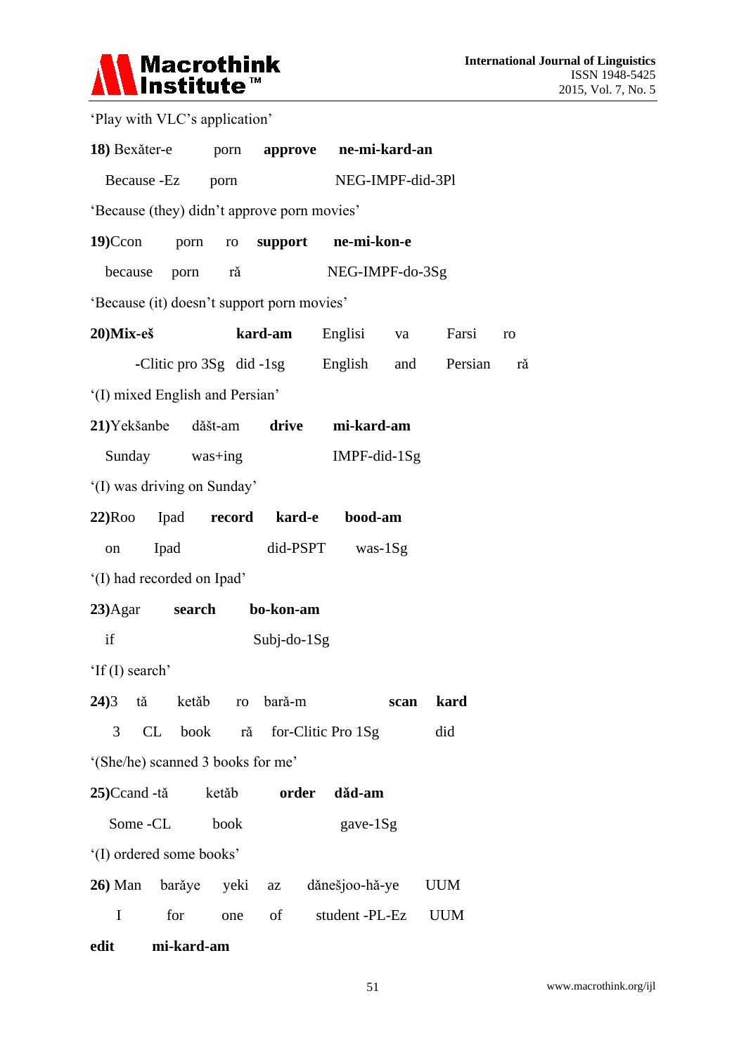'Play with VLC's application'

**18)** Bexăter-e porn **approve** **ne-mi-kard-an**

Because -Ez porn NEG-IMPF-did-3Pl

'Because (they) didn't approve porn movies'

**19)**Ccon porn ro **support** **ne-mi-kon-e**

because porn ră NEG-IMPF-do-3Sg

'Because (it) doesn't support porn movies'

**20)Mix-eš** **kard-am** Englisi va Farsi ro

-Clitic pro 3Sg did -1sg English and Persian ră

'(I) mixed English and Persian'

**21)**Yekšanbe dăšt-am **drive** **mi-kard-am**

Sunday was+ing IMPF-did-1Sg

'(I) was driving on Sunday'

**22)**Roo Ipad **record** **kard-e** **bood-am**

on Ipad did-PSPT was-1Sg

'(I) had recorded on Ipad'

**23)**Agar **search** **bo-kon-am**

if Subj-do-1Sg

'If (I) search'

**24)**3 tă ketăb ro bară-m **scan** **kard**

3 CL book ră for-Clitic Pro 1Sg did

'(She/he) scanned 3 books for me'

**25)**Ccand -tă ketăb **order** **dăd-am**

Some -CL book gave-1Sg

'(I) ordered some books'

**26)** Man barăye yeki az dănešjoo-hă-ye UUM

I for one of student -PL-Ez UUM

**edit** **mi-kard-am**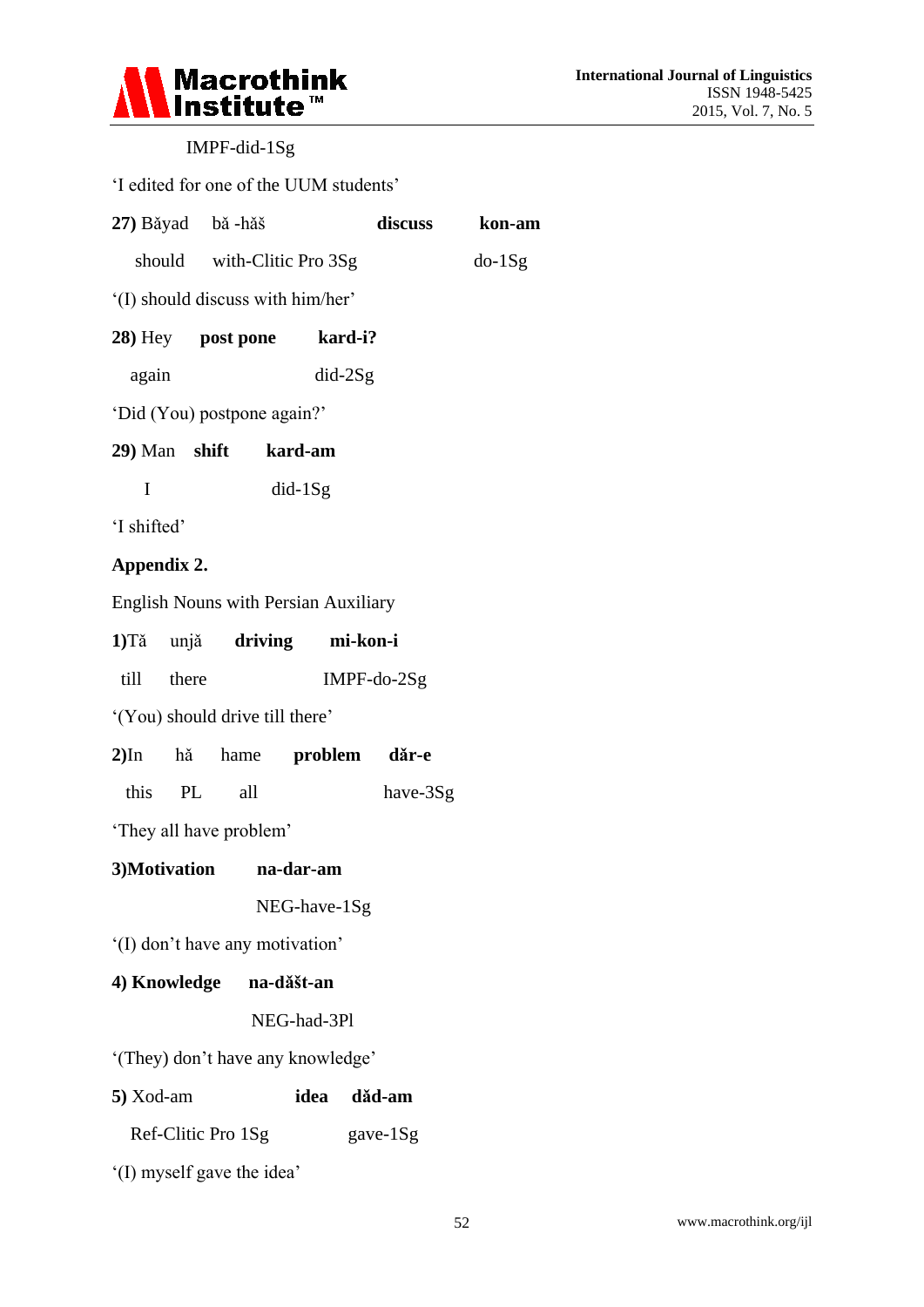IMPF-did-1Sg

'I edited for one of the UUM students'

**27)** Băyad bă -hăš **discuss** **kon-am**

should with-Clitic Pro 3Sg do-1Sg

'(I) should discuss with him/her'

**28)** Hey **post pone** **kard-i?**

again did-2Sg

'Did (You) postpone again?'

**29)** Man **shift** **kard-am**

I did-1Sg

'I shifted'

**Appendix 2.**

English Nouns with Persian Auxiliary

**1)**Tă unjă **driving** **mi-kon-i**

till there IMPF-do-2Sg

'(You) should drive till there'

**2)**In hă hame **problem** **dăr-e**

this PL all have-3Sg

'They all have problem'

**3)Motivation** **na-dar-am**

NEG-have-1Sg

'(I) don't have any motivation'

**4) Knowledge** **na-dăšt-an**

NEG-had-3Pl

'(They) don't have any knowledge'

**5)** Xod-am **idea** **dăd-am**

Ref-Clitic Pro 1Sg gave-1Sg

'(I) myself gave the idea'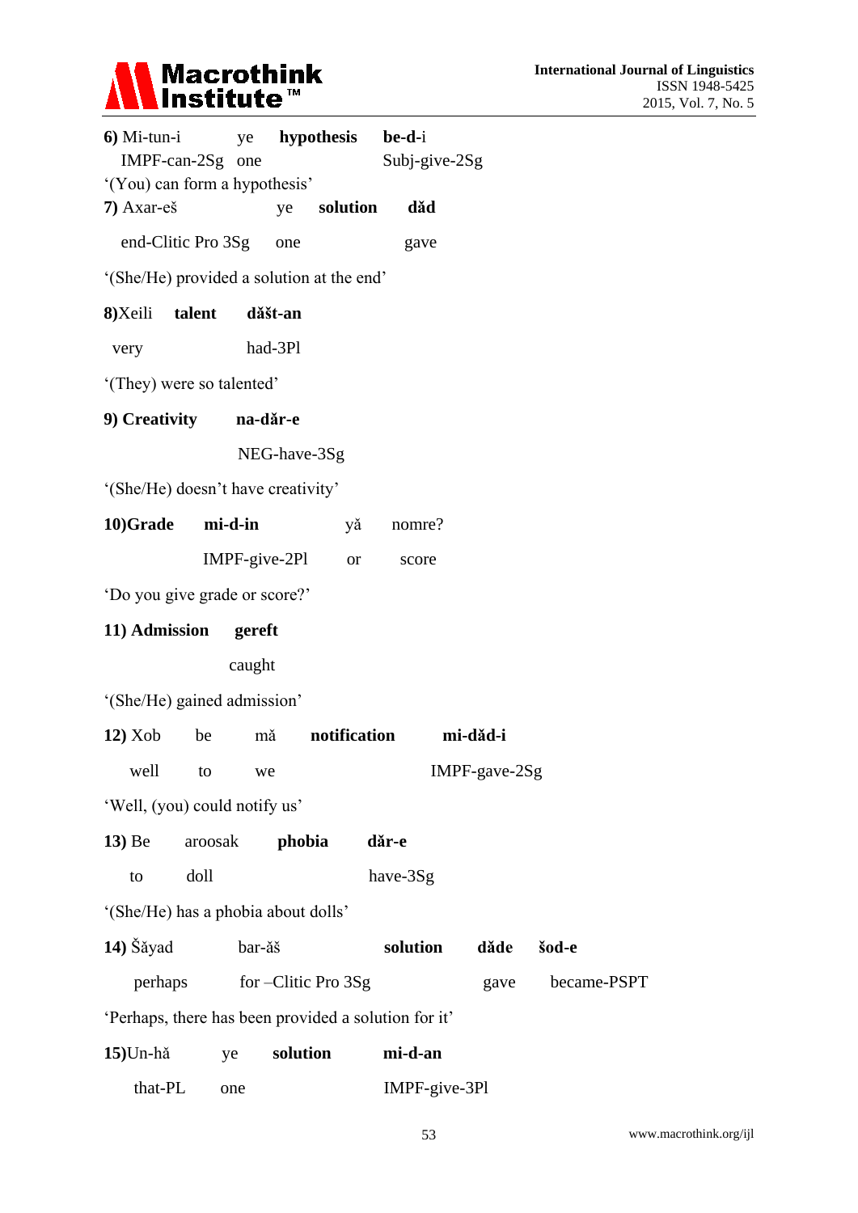**6)** Mi-tun-i ye **hypothesis** **be-d**-i

IMPF-can-2Sg one Subj-give-2Sg

'(You) can form a hypothesis'

**7)** Axar-eš ye **solution** **dăd**

end-Clitic Pro 3Sg one gave

'(She/He) provided a solution at the end'

**8)**Xeili **talent** **dăšt-an**

very had-3Pl

'(They) were so talented'

**9) Creativity** **na-dăr-e**

NEG-have-3Sg

'(She/He) doesn't have creativity'

**10)Grade** **mi-d-in** yă nomre?

IMPF-give-2Pl or score

'Do you give grade or score?'

**11) Admission** **gereft**

caught

'(She/He) gained admission'

**12)** Xob be mă **notification** **mi-dăd-i**

well to we IMPF-gave-2Sg

'Well, (you) could notify us'

**13)** Be aroosak **phobia** **dăr-e**

to doll have-3Sg

'(She/He) has a phobia about dolls'

**14)** Šăyad bar-ăš **solution** **dăde** **šod-e**

perhaps for –Clitic Pro 3Sg gave became-PSPT

'Perhaps, there has been provided a solution for it'

**15)**Un-hă ye **solution** **mi-d-an**

that-PL one IMPF-give-3Pl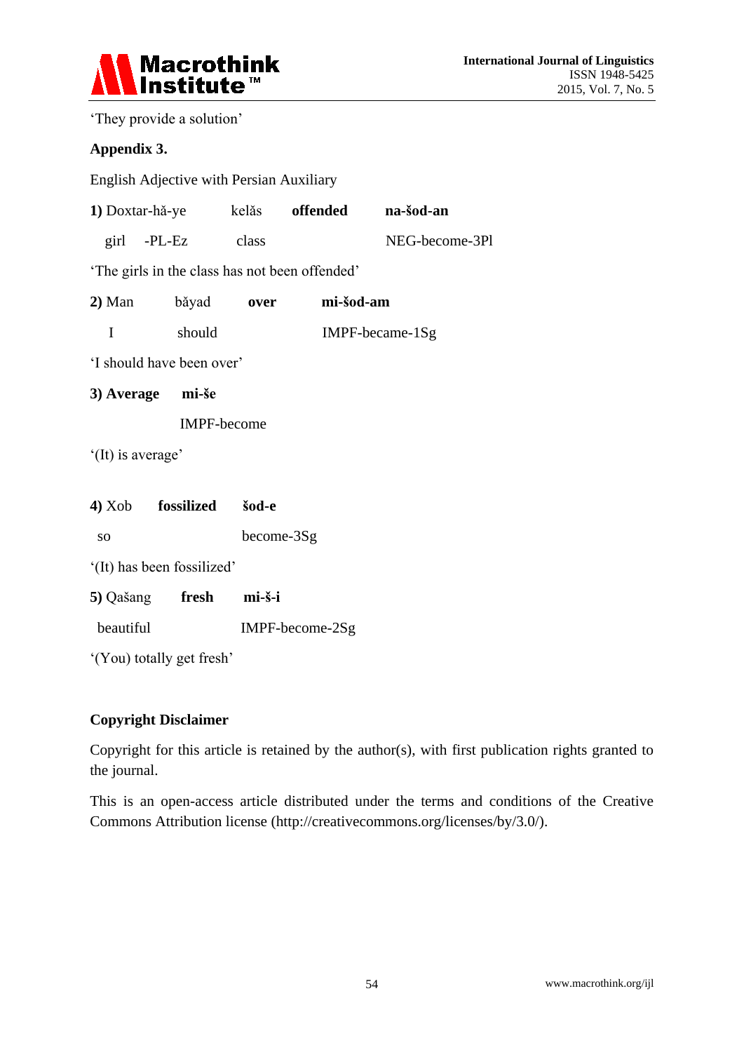'They provide a solution'

**Appendix 3.**

English Adjective with Persian Auxiliary

| | | | |
|---|---|---|---|
| **1)** Doxtar-hă-ye | kelăs | **offended** | **na-šod-an** |
| girl -PL-Ez | class | | NEG-become-3Pl |

'The girls in the class has not been offended'

| | | | |
|---|---|---|---|
| **2)** Man | băyad | **over** | **mi-šod-am** |
| I | should | | IMPF-became-1Sg |

'I should have been over'

| | |
|---|---|
| **3) Average** | **mi-še** |
| | IMPF-become |

'(It) is average'

| | | |
|---|---|---|
| **4)** Xob | **fossilized** | **šod-e** |
| so | | become-3Sg |

'(It) has been fossilized'

| | | |
|---|---|---|
| **5)** Qašang | **fresh** | **mi-š-i** |
| beautiful | | IMPF-become-2Sg |

'(You) totally get fresh'

**Copyright Disclaimer**

Copyright for this article is retained by the author(s), with first publication rights granted to the journal.

This is an open-access article distributed under the terms and conditions of the Creative Commons Attribution license (http://creativecommons.org/licenses/by/3.0/).